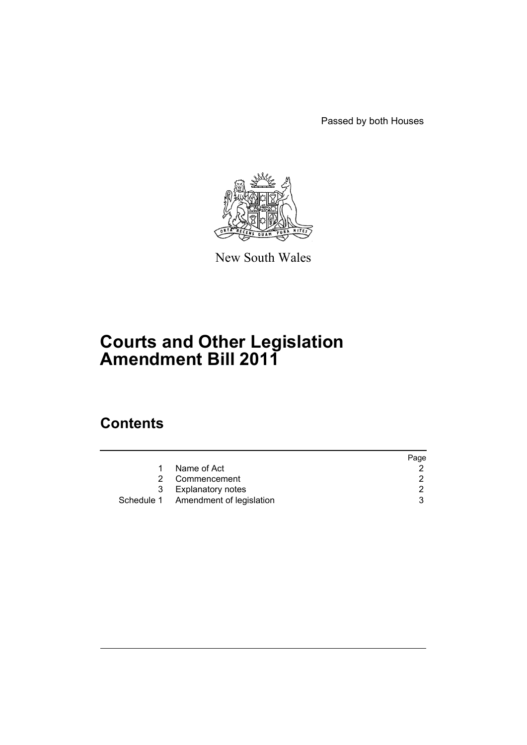Passed by both Houses

New South Wales

# Courts and Other Legislation Amendment Bill 2011

## Contents

| | | Page |
|---|---|---|
| 1 | Name of Act | 2 |
| 2 | Commencement | 2 |
| 3 | Explanatory notes | 2 |
| Schedule 1 | Amendment of legislation | 3 |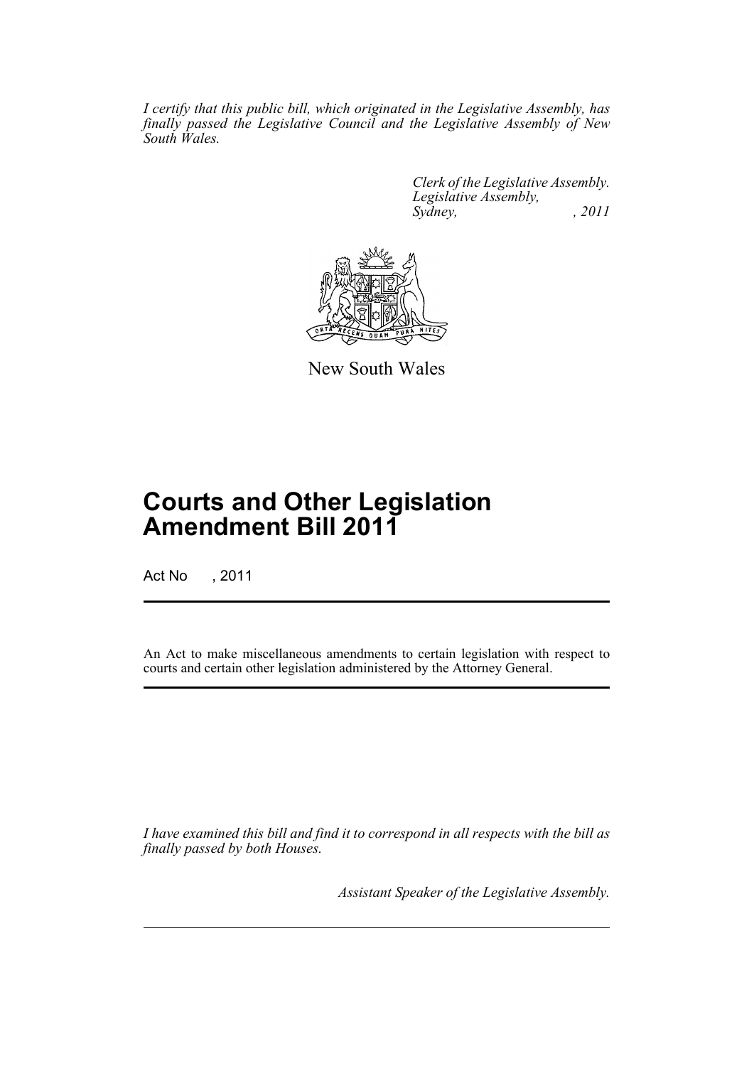*I certify that this public bill, which originated in the Legislative Assembly, has finally passed the Legislative Council and the Legislative Assembly of New South Wales.*

*Clerk of the Legislative Assembly.*
*Legislative Assembly,*
*Sydney, , 2011*

New South Wales

# Courts and Other Legislation Amendment Bill 2011

Act No , 2011

An Act to make miscellaneous amendments to certain legislation with respect to courts and certain other legislation administered by the Attorney General.

*I have examined this bill and find it to correspond in all respects with the bill as finally passed by both Houses.*

*Assistant Speaker of the Legislative Assembly.*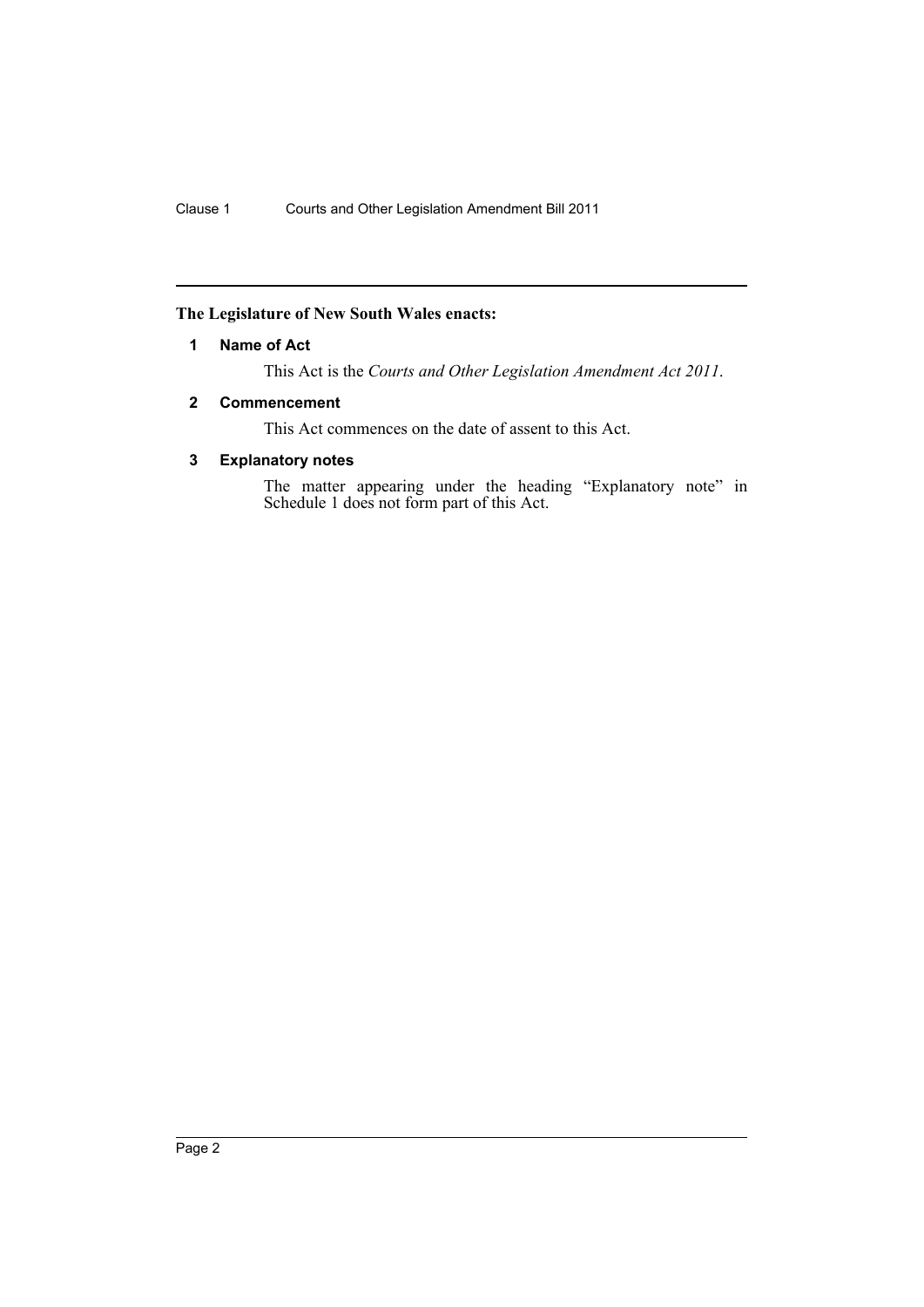**The Legislature of New South Wales enacts:**

### 1 Name of Act

This Act is the *Courts and Other Legislation Amendment Act 2011*.

### 2 Commencement

This Act commences on the date of assent to this Act.

### 3 Explanatory notes

The matter appearing under the heading "Explanatory note" in Schedule 1 does not form part of this Act.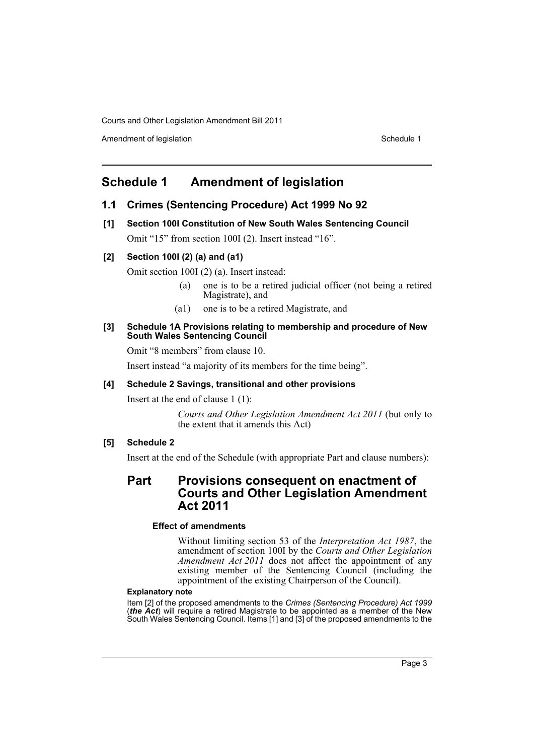# Schedule 1 Amendment of legislation

## 1.1 Crimes (Sentencing Procedure) Act 1999 No 92

### [1] Section 100I Constitution of New South Wales Sentencing Council

Omit "15" from section 100I (2). Insert instead "16".

### [2] Section 100I (2) (a) and (a1)

Omit section 100I (2) (a). Insert instead:

> (a) one is to be a retired judicial officer (not being a retired Magistrate), and
>
> (a1) one is to be a retired Magistrate, and

### [3] Schedule 1A Provisions relating to membership and procedure of New South Wales Sentencing Council

Omit "8 members" from clause 10.

Insert instead "a majority of its members for the time being".

### [4] Schedule 2 Savings, transitional and other provisions

Insert at the end of clause 1 (1):

> *Courts and Other Legislation Amendment Act 2011* (but only to the extent that it amends this Act)

### [5] Schedule 2

Insert at the end of the Schedule (with appropriate Part and clause numbers):

## Part Provisions consequent on enactment of Courts and Other Legislation Amendment Act 2011

#### Effect of amendments

Without limiting section 53 of the *Interpretation Act 1987*, the amendment of section 100I by the *Courts and Other Legislation Amendment Act 2011* does not affect the appointment of any existing member of the Sentencing Council (including the appointment of the existing Chairperson of the Council).

**Explanatory note**

Item [2] of the proposed amendments to the *Crimes (Sentencing Procedure) Act 1999* (***the Act***) will require a retired Magistrate to be appointed as a member of the New South Wales Sentencing Council. Items [1] and [3] of the proposed amendments to the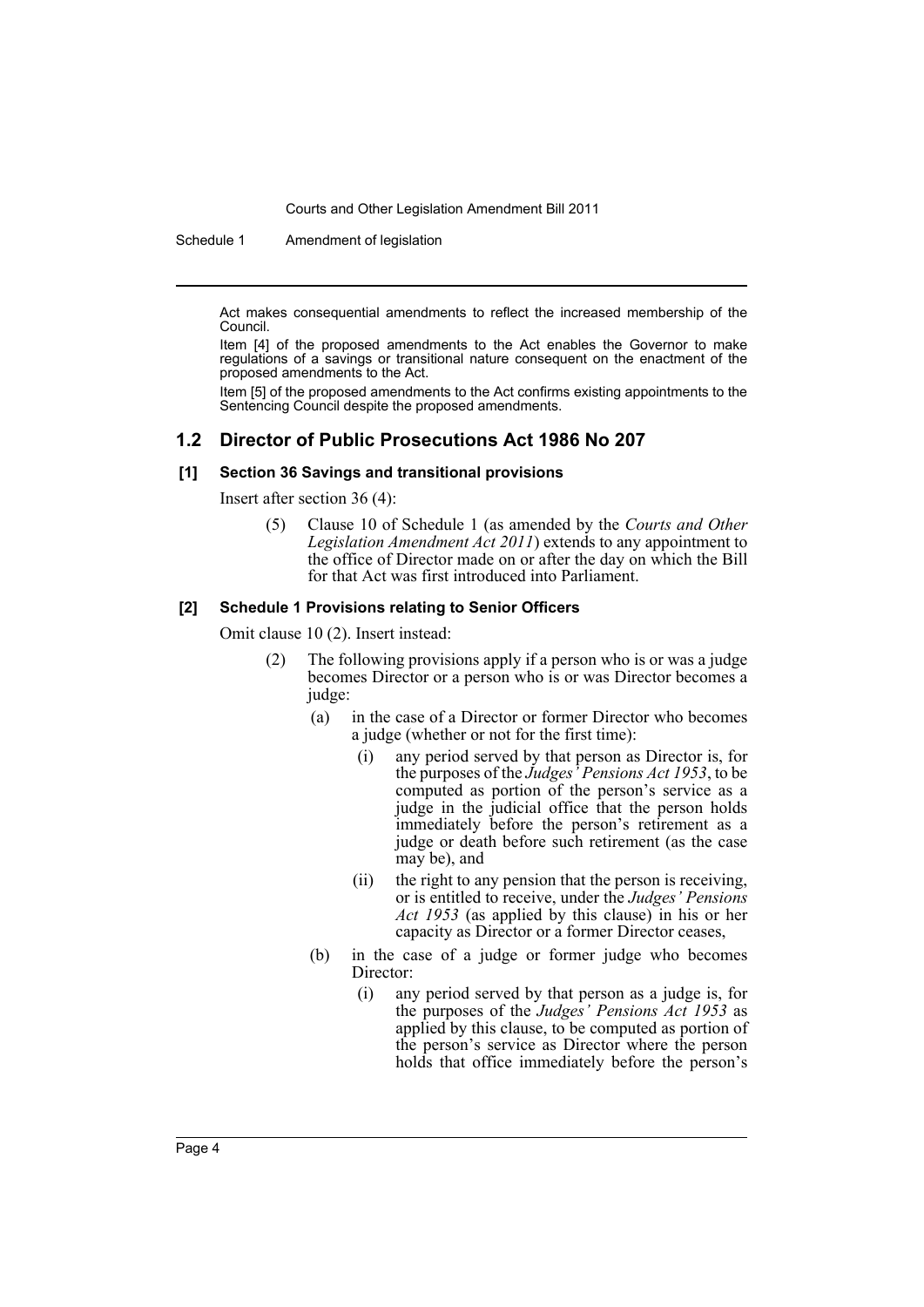Act makes consequential amendments to reflect the increased membership of the Council.

Item [4] of the proposed amendments to the Act enables the Governor to make regulations of a savings or transitional nature consequent on the enactment of the proposed amendments to the Act.

Item [5] of the proposed amendments to the Act confirms existing appointments to the Sentencing Council despite the proposed amendments.

## 1.2 Director of Public Prosecutions Act 1986 No 207

### [1] Section 36 Savings and transitional provisions

Insert after section 36 (4):

> (5) Clause 10 of Schedule 1 (as amended by the *Courts and Other Legislation Amendment Act 2011*) extends to any appointment to the office of Director made on or after the day on which the Bill for that Act was first introduced into Parliament.

### [2] Schedule 1 Provisions relating to Senior Officers

Omit clause 10 (2). Insert instead:

> (2) The following provisions apply if a person who is or was a judge becomes Director or a person who is or was Director becomes a judge:
>
> (a) in the case of a Director or former Director who becomes a judge (whether or not for the first time):
>
> (i) any period served by that person as Director is, for the purposes of the *Judges' Pensions Act 1953*, to be computed as portion of the person's service as a judge in the judicial office that the person holds immediately before the person's retirement as a judge or death before such retirement (as the case may be), and
>
> (ii) the right to any pension that the person is receiving, or is entitled to receive, under the *Judges' Pensions Act 1953* (as applied by this clause) in his or her capacity as Director or a former Director ceases,
>
> (b) in the case of a judge or former judge who becomes Director:
>
> (i) any period served by that person as a judge is, for the purposes of the *Judges' Pensions Act 1953* as applied by this clause, to be computed as portion of the person's service as Director where the person holds that office immediately before the person's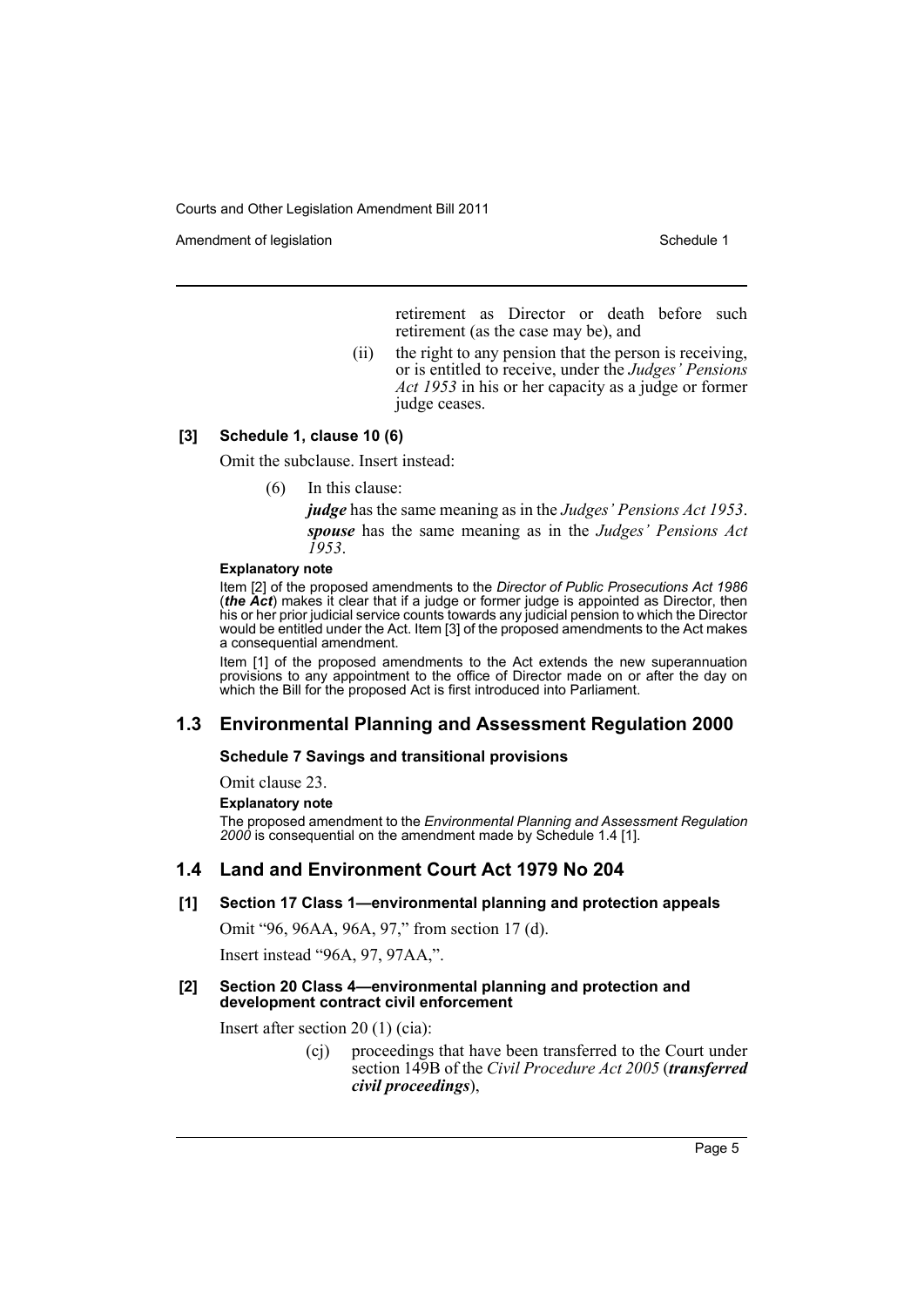retirement as Director or death before such retirement (as the case may be), and

(ii) the right to any pension that the person is receiving, or is entitled to receive, under the *Judges' Pensions Act 1953* in his or her capacity as a judge or former judge ceases.

**[3] Schedule 1, clause 10 (6)**

Omit the subclause. Insert instead:

(6) In this clause:

***judge*** has the same meaning as in the *Judges' Pensions Act 1953*.

***spouse*** has the same meaning as in the *Judges' Pensions Act 1953*.

**Explanatory note**

Item [2] of the proposed amendments to the *Director of Public Prosecutions Act 1986* (***the Act***) makes it clear that if a judge or former judge is appointed as Director, then his or her prior judicial service counts towards any judicial pension to which the Director would be entitled under the Act. Item [3] of the proposed amendments to the Act makes a consequential amendment.

Item [1] of the proposed amendments to the Act extends the new superannuation provisions to any appointment to the office of Director made on or after the day on which the Bill for the proposed Act is first introduced into Parliament.

## 1.3 Environmental Planning and Assessment Regulation 2000

**Schedule 7 Savings and transitional provisions**

Omit clause 23.

**Explanatory note**

The proposed amendment to the *Environmental Planning and Assessment Regulation 2000* is consequential on the amendment made by Schedule 1.4 [1].

## 1.4 Land and Environment Court Act 1979 No 204

**[1] Section 17 Class 1—environmental planning and protection appeals**

Omit "96, 96AA, 96A, 97," from section 17 (d).

Insert instead "96A, 97, 97AA,".

**[2] Section 20 Class 4—environmental planning and protection and development contract civil enforcement**

Insert after section 20 (1) (cia):

(cj) proceedings that have been transferred to the Court under section 149B of the *Civil Procedure Act 2005* (***transferred civil proceedings***),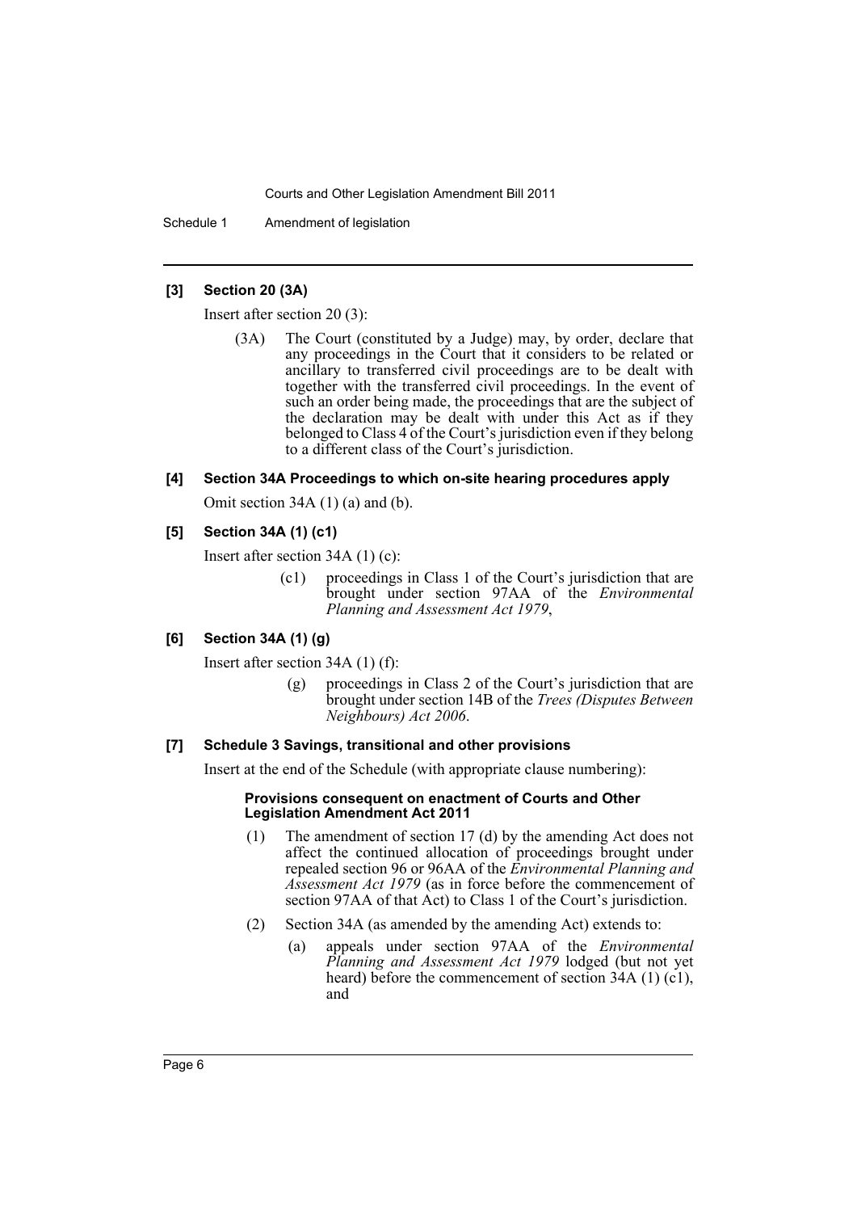### [3] Section 20 (3A)

Insert after section 20 (3):

> (3A) The Court (constituted by a Judge) may, by order, declare that any proceedings in the Court that it considers to be related or ancillary to transferred civil proceedings are to be dealt with together with the transferred civil proceedings. In the event of such an order being made, the proceedings that are the subject of the declaration may be dealt with under this Act as if they belonged to Class 4 of the Court's jurisdiction even if they belong to a different class of the Court's jurisdiction.

### [4] Section 34A Proceedings to which on-site hearing procedures apply

Omit section 34A (1) (a) and (b).

### [5] Section 34A (1) (c1)

Insert after section 34A (1) (c):

> (c1) proceedings in Class 1 of the Court's jurisdiction that are brought under section 97AA of the *Environmental Planning and Assessment Act 1979*,

### [6] Section 34A (1) (g)

Insert after section 34A (1) (f):

> (g) proceedings in Class 2 of the Court's jurisdiction that are brought under section 14B of the *Trees (Disputes Between Neighbours) Act 2006*.

### [7] Schedule 3 Savings, transitional and other provisions

Insert at the end of the Schedule (with appropriate clause numbering):

> **Provisions consequent on enactment of Courts and Other Legislation Amendment Act 2011**
>
> (1) The amendment of section 17 (d) by the amending Act does not affect the continued allocation of proceedings brought under repealed section 96 or 96AA of the *Environmental Planning and Assessment Act 1979* (as in force before the commencement of section 97AA of that Act) to Class 1 of the Court's jurisdiction.
>
> (2) Section 34A (as amended by the amending Act) extends to:
>
> (a) appeals under section 97AA of the *Environmental Planning and Assessment Act 1979* lodged (but not yet heard) before the commencement of section 34A (1) (c1), and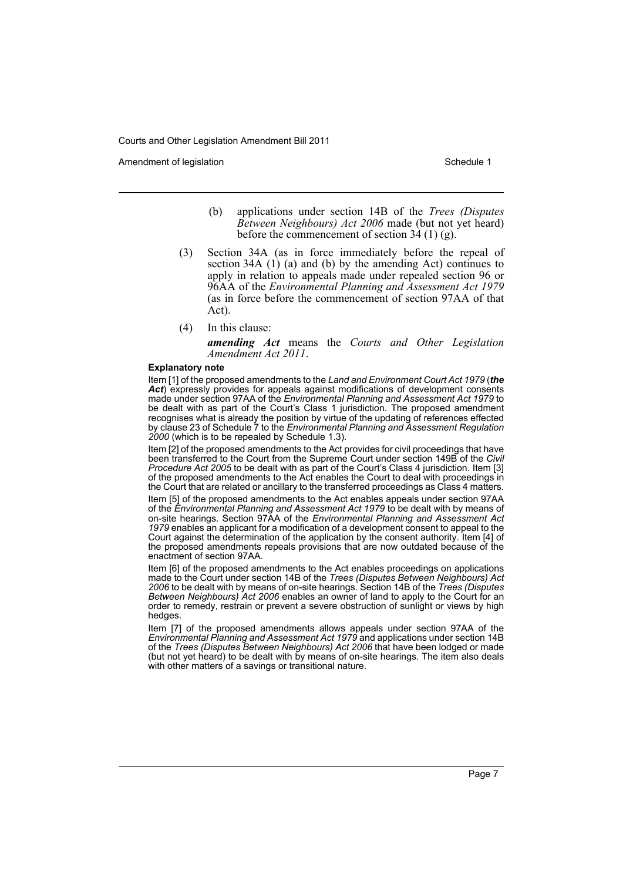(b) applications under section 14B of the *Trees (Disputes Between Neighbours) Act 2006* made (but not yet heard) before the commencement of section 34 (1) (g).

(3) Section 34A (as in force immediately before the repeal of section 34A (1) (a) and (b) by the amending Act) continues to apply in relation to appeals made under repealed section 96 or 96AA of the *Environmental Planning and Assessment Act 1979* (as in force before the commencement of section 97AA of that Act).

(4) In this clause:

***amending Act*** means the *Courts and Other Legislation Amendment Act 2011*.

**Explanatory note**

Item [1] of the proposed amendments to the *Land and Environment Court Act 1979* (***the Act***) expressly provides for appeals against modifications of development consents made under section 97AA of the *Environmental Planning and Assessment Act 1979* to be dealt with as part of the Court's Class 1 jurisdiction. The proposed amendment recognises what is already the position by virtue of the updating of references effected by clause 23 of Schedule 7 to the *Environmental Planning and Assessment Regulation 2000* (which is to be repealed by Schedule 1.3).

Item [2] of the proposed amendments to the Act provides for civil proceedings that have been transferred to the Court from the Supreme Court under section 149B of the *Civil Procedure Act 2005* to be dealt with as part of the Court's Class 4 jurisdiction. Item [3] of the proposed amendments to the Act enables the Court to deal with proceedings in the Court that are related or ancillary to the transferred proceedings as Class 4 matters.

Item [5] of the proposed amendments to the Act enables appeals under section 97AA of the *Environmental Planning and Assessment Act 1979* to be dealt with by means of on-site hearings. Section 97AA of the *Environmental Planning and Assessment Act 1979* enables an applicant for a modification of a development consent to appeal to the Court against the determination of the application by the consent authority. Item [4] of the proposed amendments repeals provisions that are now outdated because of the enactment of section 97AA.

Item [6] of the proposed amendments to the Act enables proceedings on applications made to the Court under section 14B of the *Trees (Disputes Between Neighbours) Act 2006* to be dealt with by means of on-site hearings. Section 14B of the *Trees (Disputes Between Neighbours) Act 2006* enables an owner of land to apply to the Court for an order to remedy, restrain or prevent a severe obstruction of sunlight or views by high hedges.

Item [7] of the proposed amendments allows appeals under section 97AA of the *Environmental Planning and Assessment Act 1979* and applications under section 14B of the *Trees (Disputes Between Neighbours) Act 2006* that have been lodged or made (but not yet heard) to be dealt with by means of on-site hearings. The item also deals with other matters of a savings or transitional nature.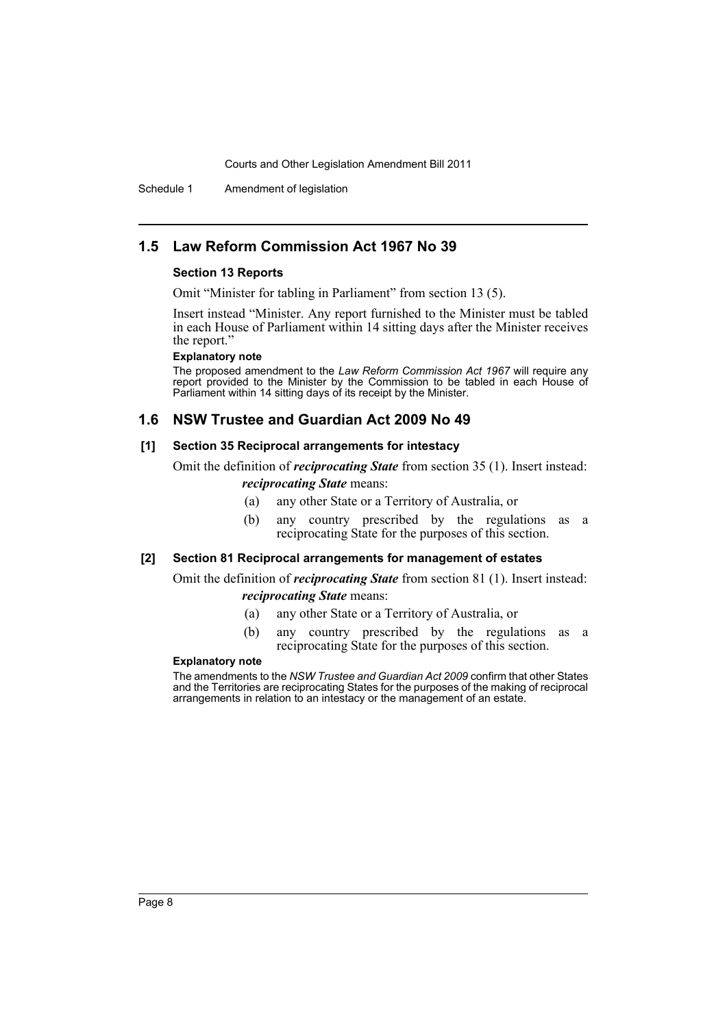## 1.5 Law Reform Commission Act 1967 No 39

### Section 13 Reports

Omit "Minister for tabling in Parliament" from section 13 (5).

Insert instead "Minister. Any report furnished to the Minister must be tabled in each House of Parliament within 14 sitting days after the Minister receives the report."

#### Explanatory note

The proposed amendment to the *Law Reform Commission Act 1967* will require any report provided to the Minister by the Commission to be tabled in each House of Parliament within 14 sitting days of its receipt by the Minister.

## 1.6 NSW Trustee and Guardian Act 2009 No 49

### [1] Section 35 Reciprocal arrangements for intestacy

Omit the definition of ***reciprocating State*** from section 35 (1). Insert instead:

***reciprocating State*** means:

(a) any other State or a Territory of Australia, or

(b) any country prescribed by the regulations as a reciprocating State for the purposes of this section.

### [2] Section 81 Reciprocal arrangements for management of estates

Omit the definition of ***reciprocating State*** from section 81 (1). Insert instead:

***reciprocating State*** means:

(a) any other State or a Territory of Australia, or

(b) any country prescribed by the regulations as a reciprocating State for the purposes of this section.

#### Explanatory note

The amendments to the *NSW Trustee and Guardian Act 2009* confirm that other States and the Territories are reciprocating States for the purposes of the making of reciprocal arrangements in relation to an intestacy or the management of an estate.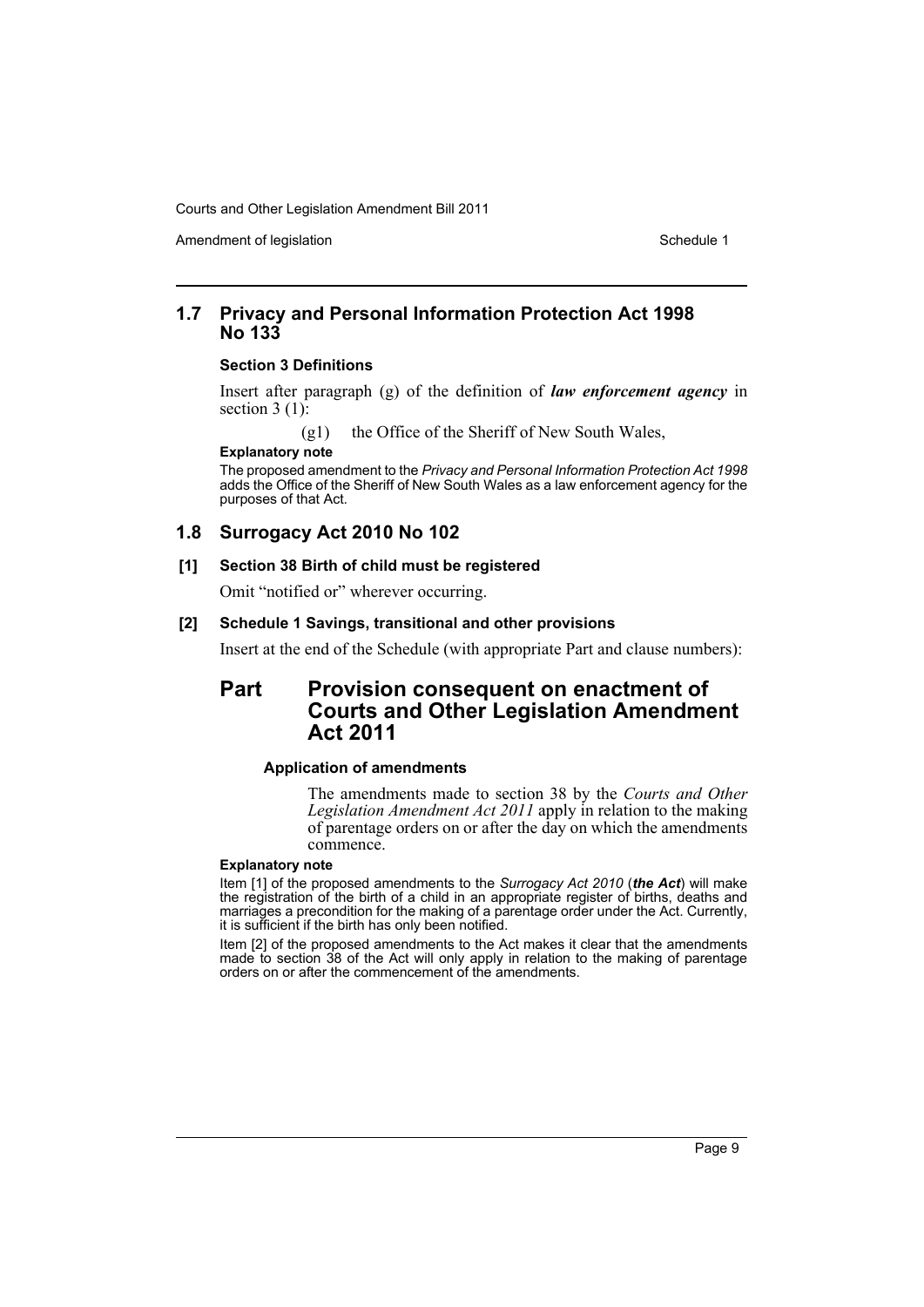## 1.7 Privacy and Personal Information Protection Act 1998 No 133

### Section 3 Definitions

Insert after paragraph (g) of the definition of ***law enforcement agency*** in section 3 (1):

(g1) the Office of the Sheriff of New South Wales,

**Explanatory note**

The proposed amendment to the *Privacy and Personal Information Protection Act 1998* adds the Office of the Sheriff of New South Wales as a law enforcement agency for the purposes of that Act.

## 1.8 Surrogacy Act 2010 No 102

### [1] Section 38 Birth of child must be registered

Omit "notified or" wherever occurring.

### [2] Schedule 1 Savings, transitional and other provisions

Insert at the end of the Schedule (with appropriate Part and clause numbers):

## Part Provision consequent on enactment of Courts and Other Legislation Amendment Act 2011

#### Application of amendments

The amendments made to section 38 by the *Courts and Other Legislation Amendment Act 2011* apply in relation to the making of parentage orders on or after the day on which the amendments commence.

**Explanatory note**

Item [1] of the proposed amendments to the *Surrogacy Act 2010* (***the Act***) will make the registration of the birth of a child in an appropriate register of births, deaths and marriages a precondition for the making of a parentage order under the Act. Currently, it is sufficient if the birth has only been notified.

Item [2] of the proposed amendments to the Act makes it clear that the amendments made to section 38 of the Act will only apply in relation to the making of parentage orders on or after the commencement of the amendments.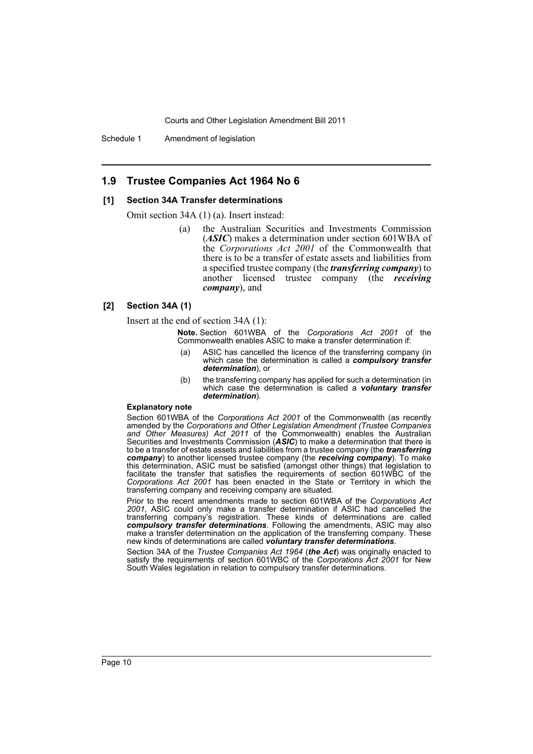## 1.9 Trustee Companies Act 1964 No 6

### [1] Section 34A Transfer determinations

Omit section 34A (1) (a). Insert instead:

> (a) the Australian Securities and Investments Commission (***ASIC***) makes a determination under section 601WBA of the *Corporations Act 2001* of the Commonwealth that there is to be a transfer of estate assets and liabilities from a specified trustee company (the ***transferring company***) to another licensed trustee company (the ***receiving company***), and

### [2] Section 34A (1)

Insert at the end of section 34A (1):

> **Note.** Section 601WBA of the *Corporations Act 2001* of the Commonwealth enables ASIC to make a transfer determination if:
>
> (a) ASIC has cancelled the licence of the transferring company (in which case the determination is called a ***compulsory transfer determination***), or
>
> (b) the transferring company has applied for such a determination (in which case the determination is called a ***voluntary transfer determination***).

#### Explanatory note

Section 601WBA of the *Corporations Act 2001* of the Commonwealth (as recently amended by the *Corporations and Other Legislation Amendment (Trustee Companies and Other Measures) Act 2011* of the Commonwealth) enables the Australian Securities and Investments Commission (***ASIC***) to make a determination that there is to be a transfer of estate assets and liabilities from a trustee company (the ***transferring company***) to another licensed trustee company (the ***receiving company***). To make this determination, ASIC must be satisfied (amongst other things) that legislation to facilitate the transfer that satisfies the requirements of section 601WBC of the *Corporations Act 2001* has been enacted in the State or Territory in which the transferring company and receiving company are situated.

Prior to the recent amendments made to section 601WBA of the *Corporations Act 2001*, ASIC could only make a transfer determination if ASIC had cancelled the transferring company's registration. These kinds of determinations are called ***compulsory transfer determinations***. Following the amendments, ASIC may also make a transfer determination on the application of the transferring company. These new kinds of determinations are called ***voluntary transfer determinations***.

Section 34A of the *Trustee Companies Act 1964* (***the Act***) was originally enacted to satisfy the requirements of section 601WBC of the *Corporations Act 2001* for New South Wales legislation in relation to compulsory transfer determinations.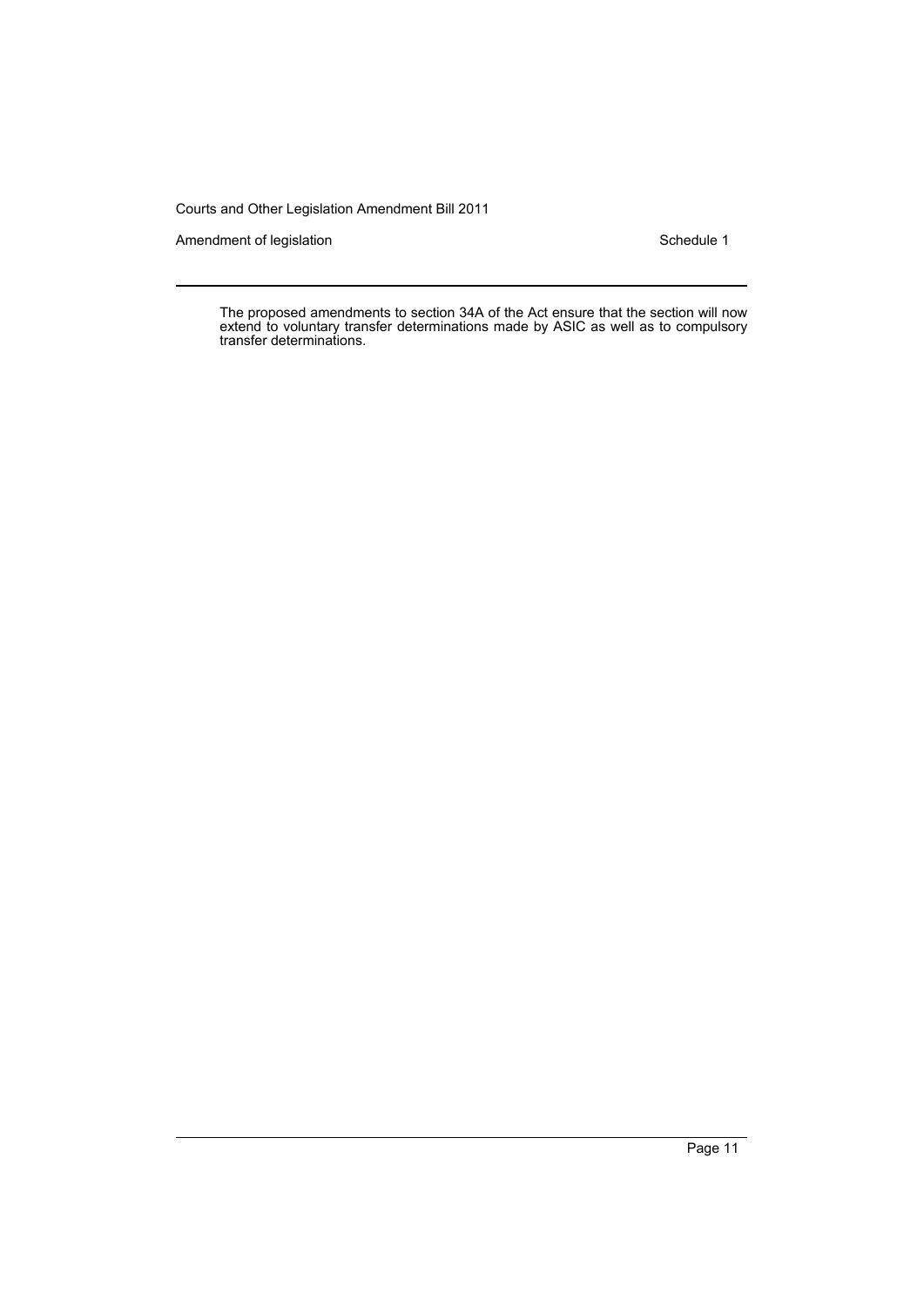The proposed amendments to section 34A of the Act ensure that the section will now extend to voluntary transfer determinations made by ASIC as well as to compulsory transfer determinations.